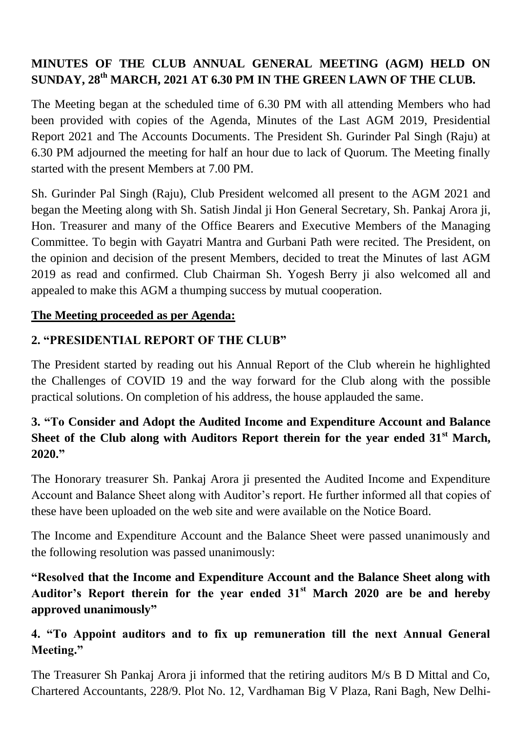**MINUTES OF THE CLUB ANNUAL GENERAL MEETING (AGM) HELD ON SUNDAY, 28th MARCH, 2021 AT 6.30 PM IN THE GREEN LAWN OF THE CLUB.**

The Meeting began at the scheduled time of 6.30 PM with all attending Members who had been provided with copies of the Agenda, Minutes of the Last AGM 2019, Presidential Report 2021 and The Accounts Documents. The President Sh. Gurinder Pal Singh (Raju) at 6.30 PM adjourned the meeting for half an hour due to lack of Quorum. The Meeting finally started with the present Members at 7.00 PM.

Sh. Gurinder Pal Singh (Raju), Club President welcomed all present to the AGM 2021 and began the Meeting along with Sh. Satish Jindal ji Hon General Secretary, Sh. Pankaj Arora ji, Hon. Treasurer and many of the Office Bearers and Executive Members of the Managing Committee. To begin with Gayatri Mantra and Gurbani Path were recited. The President, on the opinion and decision of the present Members, decided to treat the Minutes of last AGM 2019 as read and confirmed. Club Chairman Sh. Yogesh Berry ji also welcomed all and appealed to make this AGM a thumping success by mutual cooperation.

**The Meeting proceeded as per Agenda:**

**2. "PRESIDENTIAL REPORT OF THE CLUB"**

The President started by reading out his Annual Report of the Club wherein he highlighted the Challenges of COVID 19 and the way forward for the Club along with the possible practical solutions. On completion of his address, the house applauded the same.

**3. "To Consider and Adopt the Audited Income and Expenditure Account and Balance Sheet of the Club along with Auditors Report therein for the year ended 31st March, 2020."**

The Honorary treasurer Sh. Pankaj Arora ji presented the Audited Income and Expenditure Account and Balance Sheet along with Auditor's report. He further informed all that copies of these have been uploaded on the web site and were available on the Notice Board.

The Income and Expenditure Account and the Balance Sheet were passed unanimously and the following resolution was passed unanimously:

**"Resolved that the Income and Expenditure Account and the Balance Sheet along with Auditor's Report therein for the year ended 31st March 2020 are be and hereby approved unanimously"**

**4. "To Appoint auditors and to fix up remuneration till the next Annual General Meeting."**

The Treasurer Sh Pankaj Arora ji informed that the retiring auditors M/s B D Mittal and Co, Chartered Accountants, 228/9. Plot No. 12, Vardhaman Big V Plaza, Rani Bagh, New Delhi-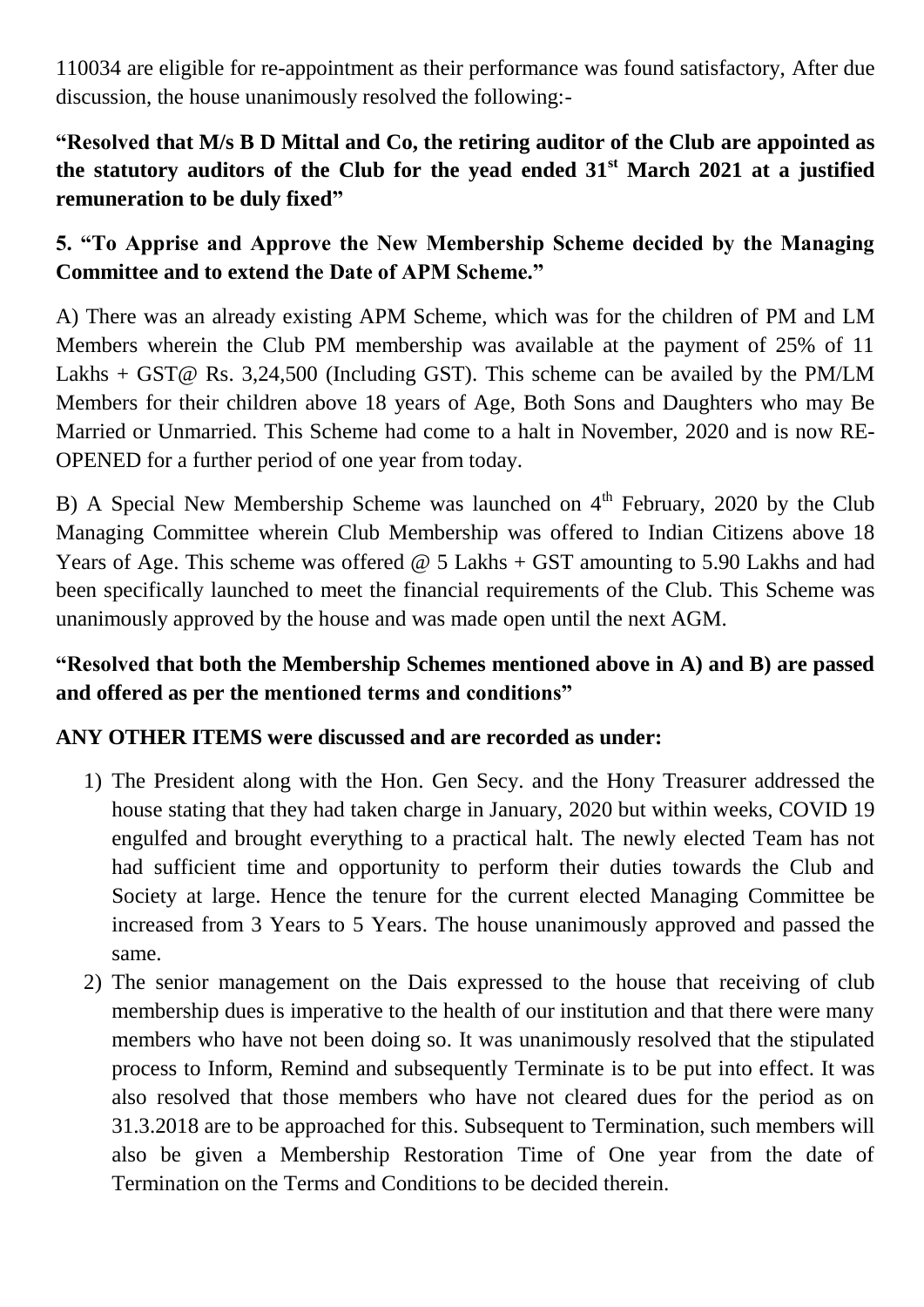110034 are eligible for re-appointment as their performance was found satisfactory, After due discussion, the house unanimously resolved the following:-

**"Resolved that M/s B D Mittal and Co, the retiring auditor of the Club are appointed as the statutory auditors of the Club for the yead ended 31st March 2021 at a justified remuneration to be duly fixed"**

**5. "To Apprise and Approve the New Membership Scheme decided by the Managing Committee and to extend the Date of APM Scheme."**

A) There was an already existing APM Scheme, which was for the children of PM and LM Members wherein the Club PM membership was available at the payment of 25% of 11 Lakhs + GST@ Rs. 3,24,500 (Including GST). This scheme can be availed by the PM/LM Members for their children above 18 years of Age, Both Sons and Daughters who may Be Married or Unmarried. This Scheme had come to a halt in November, 2020 and is now RE-OPENED for a further period of one year from today.

B) A Special New Membership Scheme was launched on 4th February, 2020 by the Club Managing Committee wherein Club Membership was offered to Indian Citizens above 18 Years of Age. This scheme was offered @ 5 Lakhs + GST amounting to 5.90 Lakhs and had been specifically launched to meet the financial requirements of the Club. This Scheme was unanimously approved by the house and was made open until the next AGM.

**"Resolved that both the Membership Schemes mentioned above in A) and B) are passed and offered as per the mentioned terms and conditions"**

**ANY OTHER ITEMS were discussed and are recorded as under:**

1) The President along with the Hon. Gen Secy. and the Hony Treasurer addressed the house stating that they had taken charge in January, 2020 but within weeks, COVID 19 engulfed and brought everything to a practical halt. The newly elected Team has not had sufficient time and opportunity to perform their duties towards the Club and Society at large. Hence the tenure for the current elected Managing Committee be increased from 3 Years to 5 Years. The house unanimously approved and passed the same.
2) The senior management on the Dais expressed to the house that receiving of club membership dues is imperative to the health of our institution and that there were many members who have not been doing so. It was unanimously resolved that the stipulated process to Inform, Remind and subsequently Terminate is to be put into effect. It was also resolved that those members who have not cleared dues for the period as on 31.3.2018 are to be approached for this. Subsequent to Termination, such members will also be given a Membership Restoration Time of One year from the date of Termination on the Terms and Conditions to be decided therein.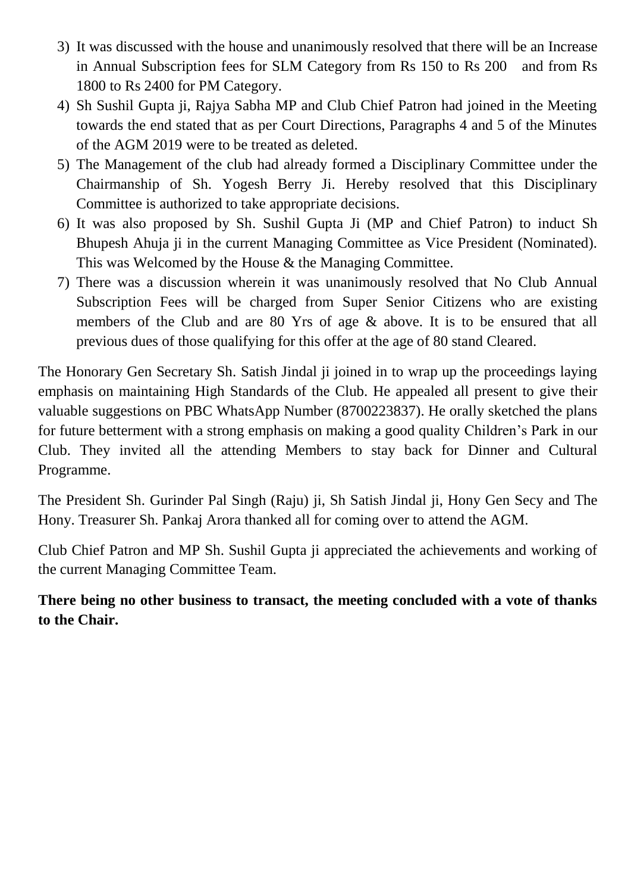3) It was discussed with the house and unanimously resolved that there will be an Increase in Annual Subscription fees for SLM Category from Rs 150 to Rs 200 and from Rs 1800 to Rs 2400 for PM Category.
4) Sh Sushil Gupta ji, Rajya Sabha MP and Club Chief Patron had joined in the Meeting towards the end stated that as per Court Directions, Paragraphs 4 and 5 of the Minutes of the AGM 2019 were to be treated as deleted.
5) The Management of the club had already formed a Disciplinary Committee under the Chairmanship of Sh. Yogesh Berry Ji. Hereby resolved that this Disciplinary Committee is authorized to take appropriate decisions.
6) It was also proposed by Sh. Sushil Gupta Ji (MP and Chief Patron) to induct Sh Bhupesh Ahuja ji in the current Managing Committee as Vice President (Nominated). This was Welcomed by the House & the Managing Committee.
7) There was a discussion wherein it was unanimously resolved that No Club Annual Subscription Fees will be charged from Super Senior Citizens who are existing members of the Club and are 80 Yrs of age & above. It is to be ensured that all previous dues of those qualifying for this offer at the age of 80 stand Cleared.

The Honorary Gen Secretary Sh. Satish Jindal ji joined in to wrap up the proceedings laying emphasis on maintaining High Standards of the Club. He appealed all present to give their valuable suggestions on PBC WhatsApp Number (8700223837). He orally sketched the plans for future betterment with a strong emphasis on making a good quality Children's Park in our Club. They invited all the attending Members to stay back for Dinner and Cultural Programme.

The President Sh. Gurinder Pal Singh (Raju) ji, Sh Satish Jindal ji, Hony Gen Secy and The Hony. Treasurer Sh. Pankaj Arora thanked all for coming over to attend the AGM.

Club Chief Patron and MP Sh. Sushil Gupta ji appreciated the achievements and working of the current Managing Committee Team.

**There being no other business to transact, the meeting concluded with a vote of thanks to the Chair.**